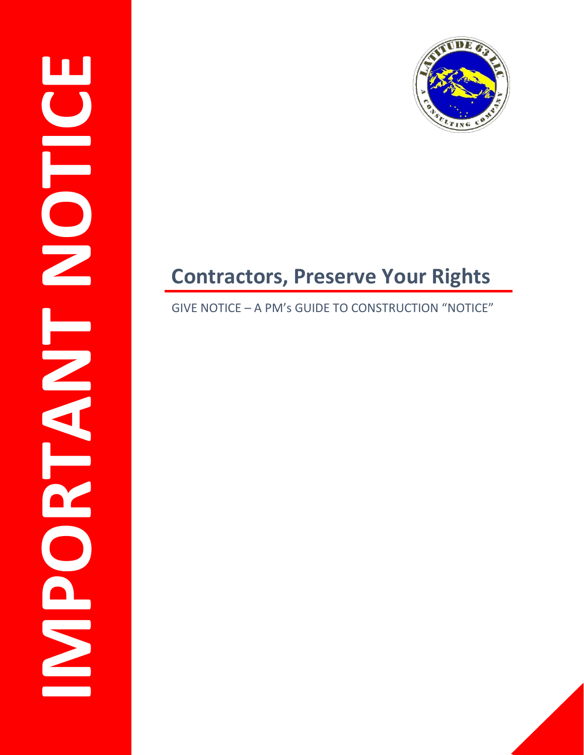IMPORTANT NOTICE

# Contractors, Preserve Your Rights

GIVE NOTICE – A PM's GUIDE TO CONSTRUCTION "NOTICE"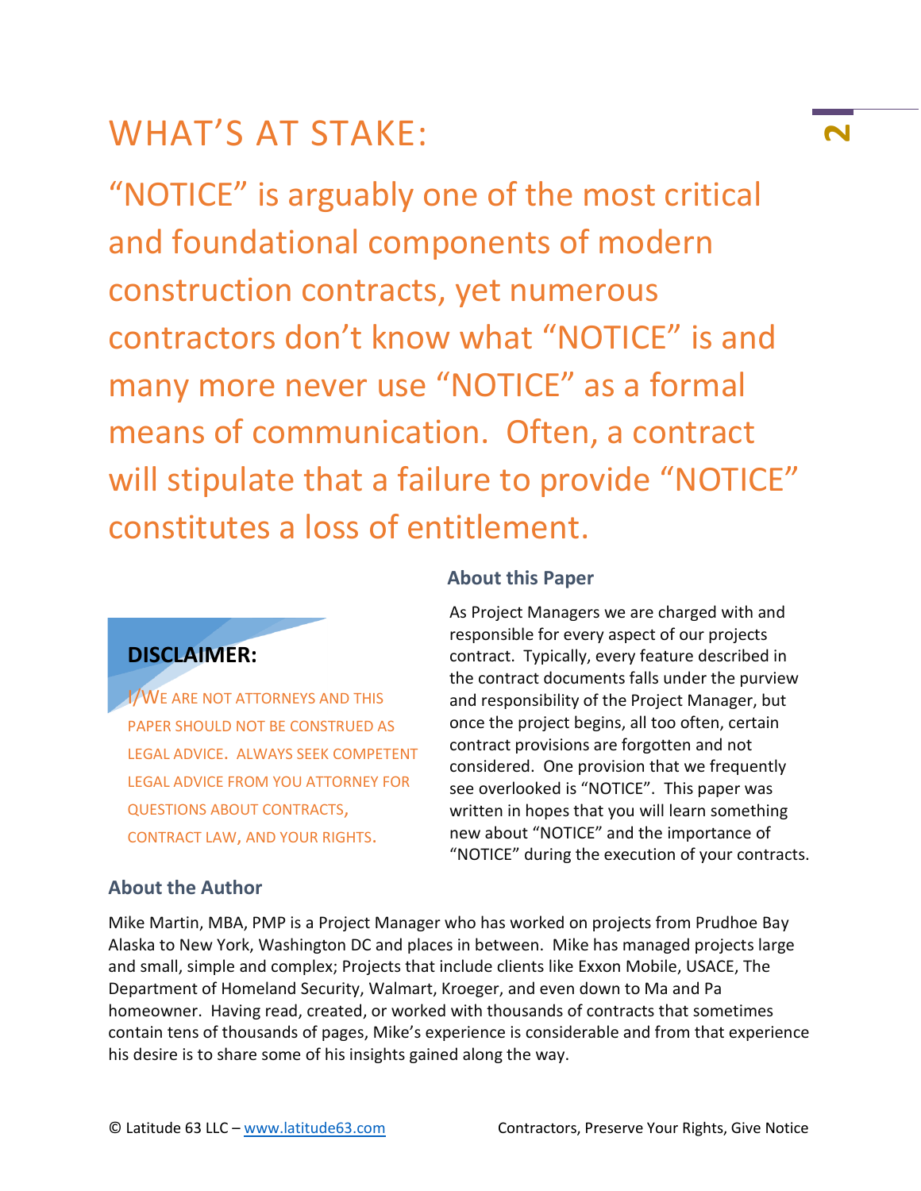# WHAT'S AT STAKE:

"NOTICE" is arguably one of the most critical and foundational components of modern construction contracts, yet numerous contractors don't know what "NOTICE" is and many more never use "NOTICE" as a formal means of communication. Often, a contract will stipulate that a failure to provide "NOTICE" constitutes a loss of entitlement.

**DISCLAIMER:**

I/WE ARE NOT ATTORNEYS AND THIS PAPER SHOULD NOT BE CONSTRUED AS LEGAL ADVICE. ALWAYS SEEK COMPETENT LEGAL ADVICE FROM YOU ATTORNEY FOR QUESTIONS ABOUT CONTRACTS, CONTRACT LAW, AND YOUR RIGHTS.

### About this Paper

As Project Managers we are charged with and responsible for every aspect of our projects contract. Typically, every feature described in the contract documents falls under the purview and responsibility of the Project Manager, but once the project begins, all too often, certain contract provisions are forgotten and not considered. One provision that we frequently see overlooked is "NOTICE". This paper was written in hopes that you will learn something new about "NOTICE" and the importance of "NOTICE" during the execution of your contracts.

### About the Author

Mike Martin, MBA, PMP is a Project Manager who has worked on projects from Prudhoe Bay Alaska to New York, Washington DC and places in between. Mike has managed projects large and small, simple and complex; Projects that include clients like Exxon Mobile, USACE, The Department of Homeland Security, Walmart, Kroeger, and even down to Ma and Pa homeowner. Having read, created, or worked with thousands of contracts that sometimes contain tens of thousands of pages, Mike's experience is considerable and from that experience his desire is to share some of his insights gained along the way.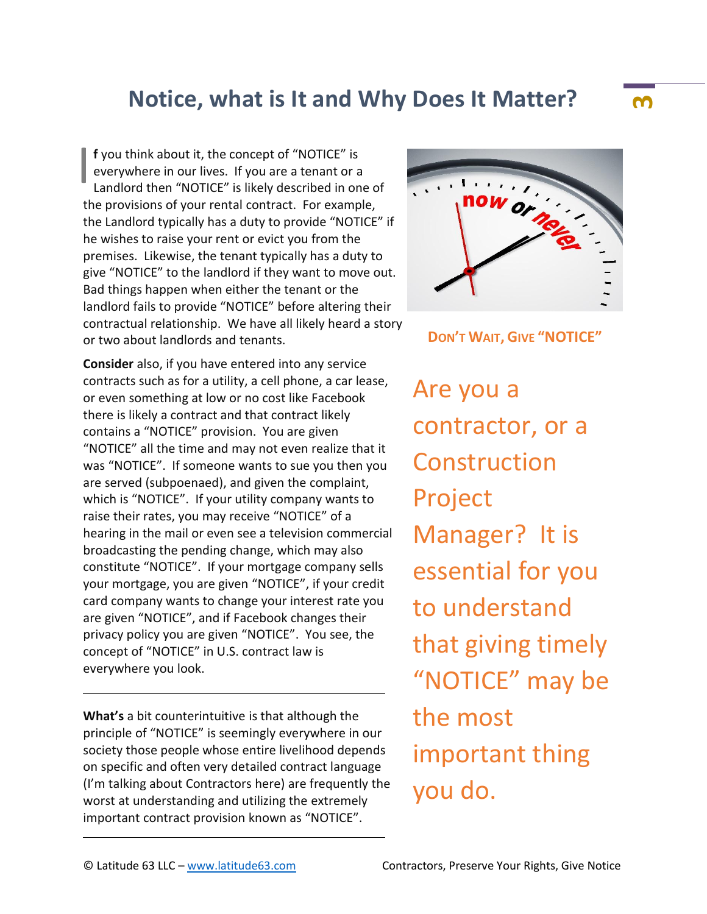# Notice, what is It and Why Does It Matter?

If you think about it, the concept of "NOTICE" is everywhere in our lives. If you are a tenant or a Landlord then "NOTICE" is likely described in one of the provisions of your rental contract. For example, the Landlord typically has a duty to provide "NOTICE" if he wishes to raise your rent or evict you from the premises. Likewise, the tenant typically has a duty to give "NOTICE" to the landlord if they want to move out. Bad things happen when either the tenant or the landlord fails to provide "NOTICE" before altering their contractual relationship. We have all likely heard a story or two about landlords and tenants.

**Consider** also, if you have entered into any service contracts such as for a utility, a cell phone, a car lease, or even something at low or no cost like Facebook there is likely a contract and that contract likely contains a "NOTICE" provision. You are given "NOTICE" all the time and may not even realize that it was "NOTICE". If someone wants to sue you then you are served (subpoenaed), and given the complaint, which is "NOTICE". If your utility company wants to raise their rates, you may receive "NOTICE" of a hearing in the mail or even see a television commercial broadcasting the pending change, which may also constitute "NOTICE". If your mortgage company sells your mortgage, you are given "NOTICE", if your credit card company wants to change your interest rate you are given "NOTICE", and if Facebook changes their privacy policy you are given "NOTICE". You see, the concept of "NOTICE" in U.S. contract law is everywhere you look.

---

**What's** a bit counterintuitive is that although the principle of "NOTICE" is seemingly everywhere in our society those people whose entire livelihood depends on specific and often very detailed contract language (I'm talking about Contractors here) are frequently the worst at understanding and utilizing the extremely important contract provision known as "NOTICE".

---

DON'T WAIT, GIVE "NOTICE"

Are you a contractor, or a Construction Project Manager? It is essential for you to understand that giving timely "NOTICE" may be the most important thing you do.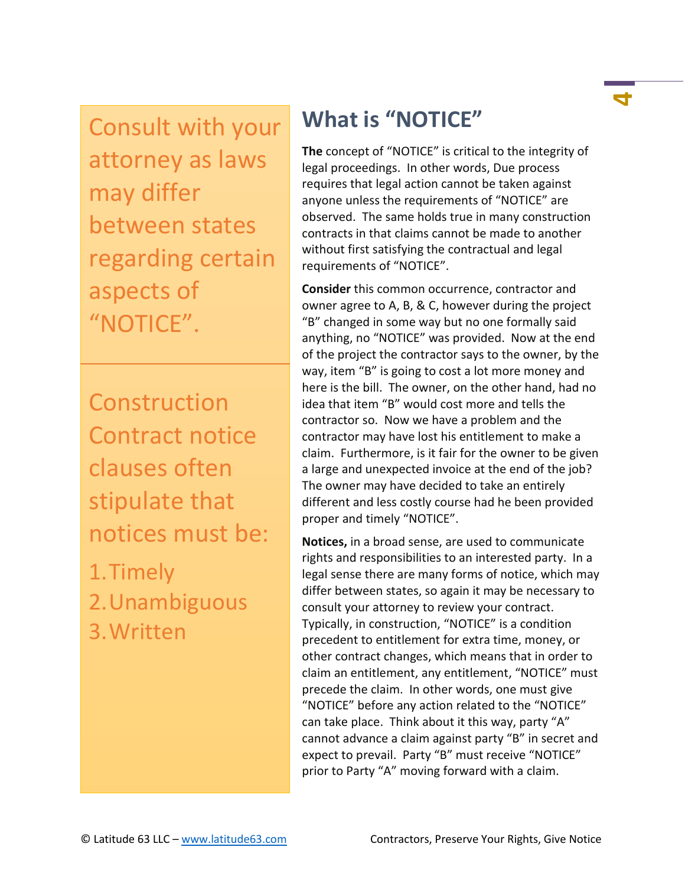Consult with your attorney as laws may differ between states regarding certain aspects of "NOTICE".

Construction Contract notice clauses often stipulate that notices must be:

1. Timely
2. Unambiguous
3. Written

# What is "NOTICE"

**The** concept of "NOTICE" is critical to the integrity of legal proceedings. In other words, Due process requires that legal action cannot be taken against anyone unless the requirements of "NOTICE" are observed. The same holds true in many construction contracts in that claims cannot be made to another without first satisfying the contractual and legal requirements of "NOTICE".

**Consider** this common occurrence, contractor and owner agree to A, B, & C, however during the project "B" changed in some way but no one formally said anything, no "NOTICE" was provided. Now at the end of the project the contractor says to the owner, by the way, item "B" is going to cost a lot more money and here is the bill. The owner, on the other hand, had no idea that item "B" would cost more and tells the contractor so. Now we have a problem and the contractor may have lost his entitlement to make a claim. Furthermore, is it fair for the owner to be given a large and unexpected invoice at the end of the job? The owner may have decided to take an entirely different and less costly course had he been provided proper and timely "NOTICE".

**Notices,** in a broad sense, are used to communicate rights and responsibilities to an interested party. In a legal sense there are many forms of notice, which may differ between states, so again it may be necessary to consult your attorney to review your contract. Typically, in construction, "NOTICE" is a condition precedent to entitlement for extra time, money, or other contract changes, which means that in order to claim an entitlement, any entitlement, "NOTICE" must precede the claim. In other words, one must give "NOTICE" before any action related to the "NOTICE" can take place. Think about it this way, party "A" cannot advance a claim against party "B" in secret and expect to prevail. Party "B" must receive "NOTICE" prior to Party "A" moving forward with a claim.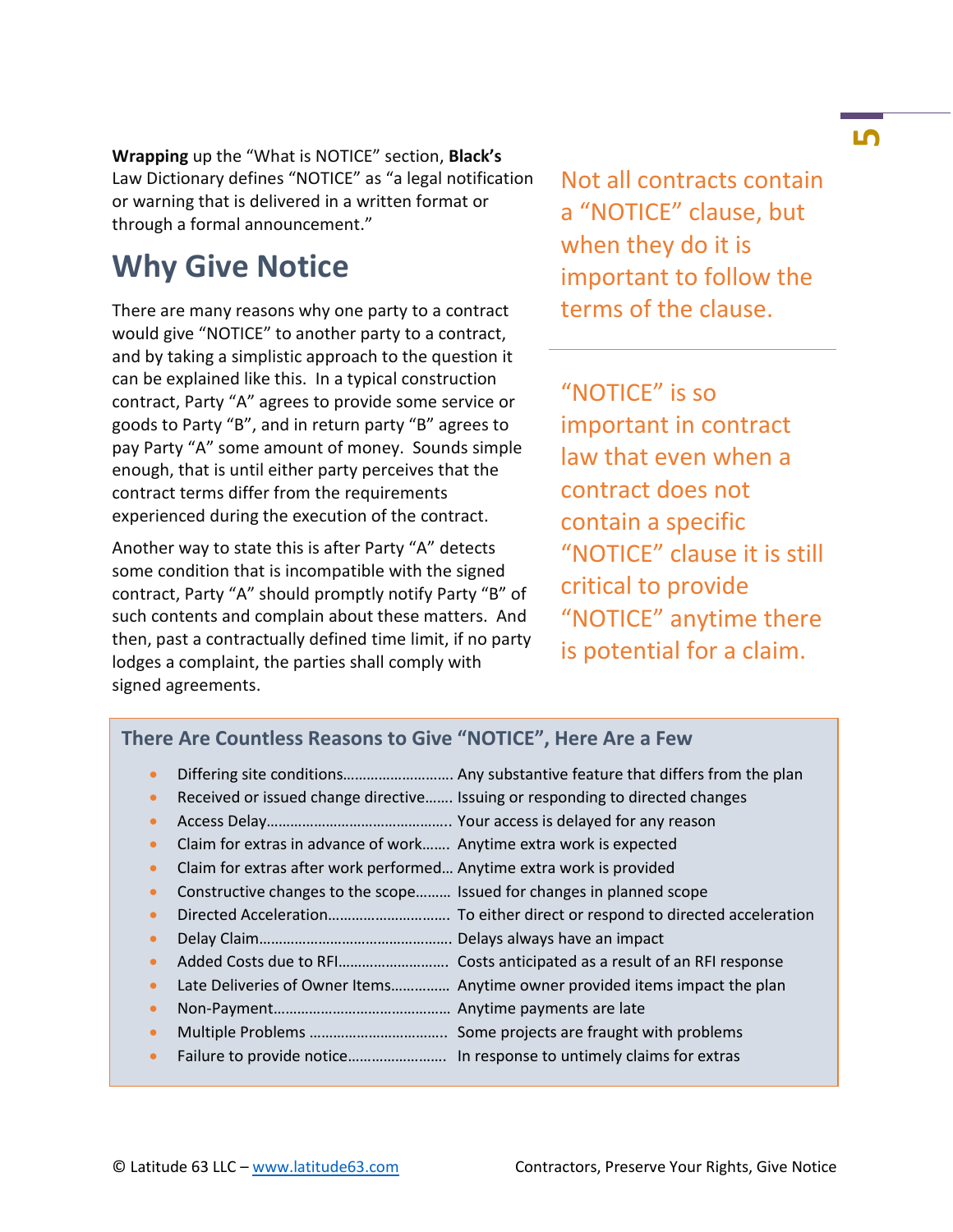**Wrapping** up the "What is NOTICE" section, **Black's** Law Dictionary defines "NOTICE" as "a legal notification or warning that is delivered in a written format or through a formal announcement."

## Why Give Notice

There are many reasons why one party to a contract would give "NOTICE" to another party to a contract, and by taking a simplistic approach to the question it can be explained like this. In a typical construction contract, Party "A" agrees to provide some service or goods to Party "B", and in return party "B" agrees to pay Party "A" some amount of money. Sounds simple enough, that is until either party perceives that the contract terms differ from the requirements experienced during the execution of the contract.

Another way to state this is after Party "A" detects some condition that is incompatible with the signed contract, Party "A" should promptly notify Party "B" of such contents and complain about these matters. And then, past a contractually defined time limit, if no party lodges a complaint, the parties shall comply with signed agreements.

Not all contracts contain a "NOTICE" clause, but when they do it is important to follow the terms of the clause.

"NOTICE" is so important in contract law that even when a contract does not contain a specific "NOTICE" clause it is still critical to provide "NOTICE" anytime there is potential for a claim.

### There Are Countless Reasons to Give "NOTICE", Here Are a Few

- Differing site conditions……………………… Any substantive feature that differs from the plan
- Received or issued change directive……. Issuing or responding to directed changes
- Access Delay……………………………………….. Your access is delayed for any reason
- Claim for extras in advance of work……. Anytime extra work is expected
- Claim for extras after work performed… Anytime extra work is provided
- Constructive changes to the scope……… Issued for changes in planned scope
- Directed Acceleration………………………… To either direct or respond to directed acceleration
- Delay Claim…………………………………………. Delays always have an impact
- Added Costs due to RFI……………………… Costs anticipated as a result of an RFI response
- Late Deliveries of Owner Items………….. Anytime owner provided items impact the plan
- Non-Payment……………………………………… Anytime payments are late
- Multiple Problems …………………………….. Some projects are fraught with problems
- Failure to provide notice…………………… In response to untimely claims for extras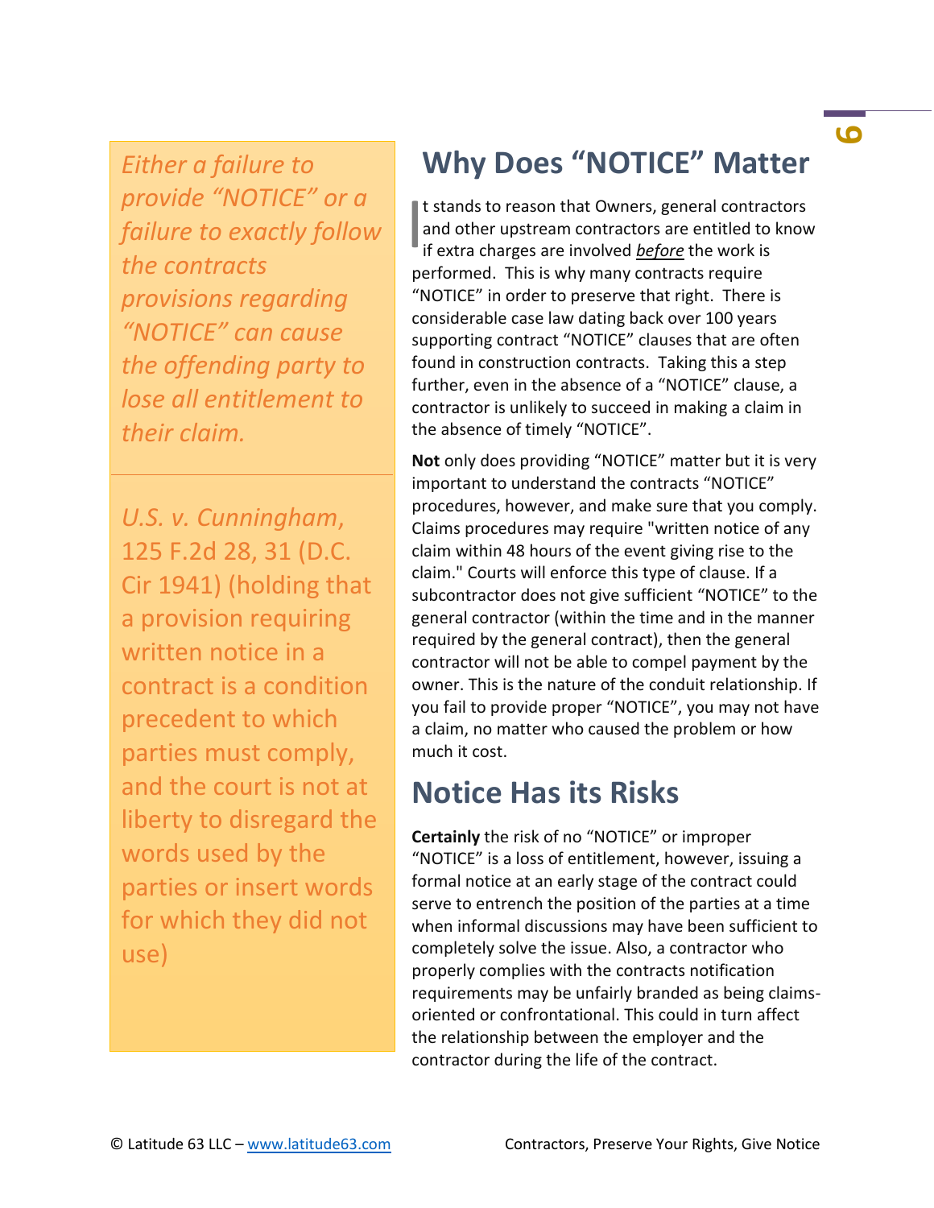*Either a failure to provide "NOTICE" or a failure to exactly follow the contracts provisions regarding "NOTICE" can cause the offending party to lose all entitlement to their claim.*

*U.S. v. Cunningham,* 125 F.2d 28, 31 (D.C. Cir 1941) (holding that a provision requiring written notice in a contract is a condition precedent to which parties must comply, and the court is not at liberty to disregard the words used by the parties or insert words for which they did not use)

## Why Does "NOTICE" Matter

It stands to reason that Owners, general contractors and other upstream contractors are entitled to know if extra charges are involved *before* the work is performed. This is why many contracts require "NOTICE" in order to preserve that right. There is considerable case law dating back over 100 years supporting contract "NOTICE" clauses that are often found in construction contracts. Taking this a step further, even in the absence of a "NOTICE" clause, a contractor is unlikely to succeed in making a claim in the absence of timely "NOTICE".

**Not** only does providing "NOTICE" matter but it is very important to understand the contracts "NOTICE" procedures, however, and make sure that you comply. Claims procedures may require "written notice of any claim within 48 hours of the event giving rise to the claim." Courts will enforce this type of clause. If a subcontractor does not give sufficient "NOTICE" to the general contractor (within the time and in the manner required by the general contract), then the general contractor will not be able to compel payment by the owner. This is the nature of the conduit relationship. If you fail to provide proper "NOTICE", you may not have a claim, no matter who caused the problem or how much it cost.

## Notice Has its Risks

**Certainly** the risk of no "NOTICE" or improper "NOTICE" is a loss of entitlement, however, issuing a formal notice at an early stage of the contract could serve to entrench the position of the parties at a time when informal discussions may have been sufficient to completely solve the issue. Also, a contractor who properly complies with the contracts notification requirements may be unfairly branded as being claims-oriented or confrontational. This could in turn affect the relationship between the employer and the contractor during the life of the contract.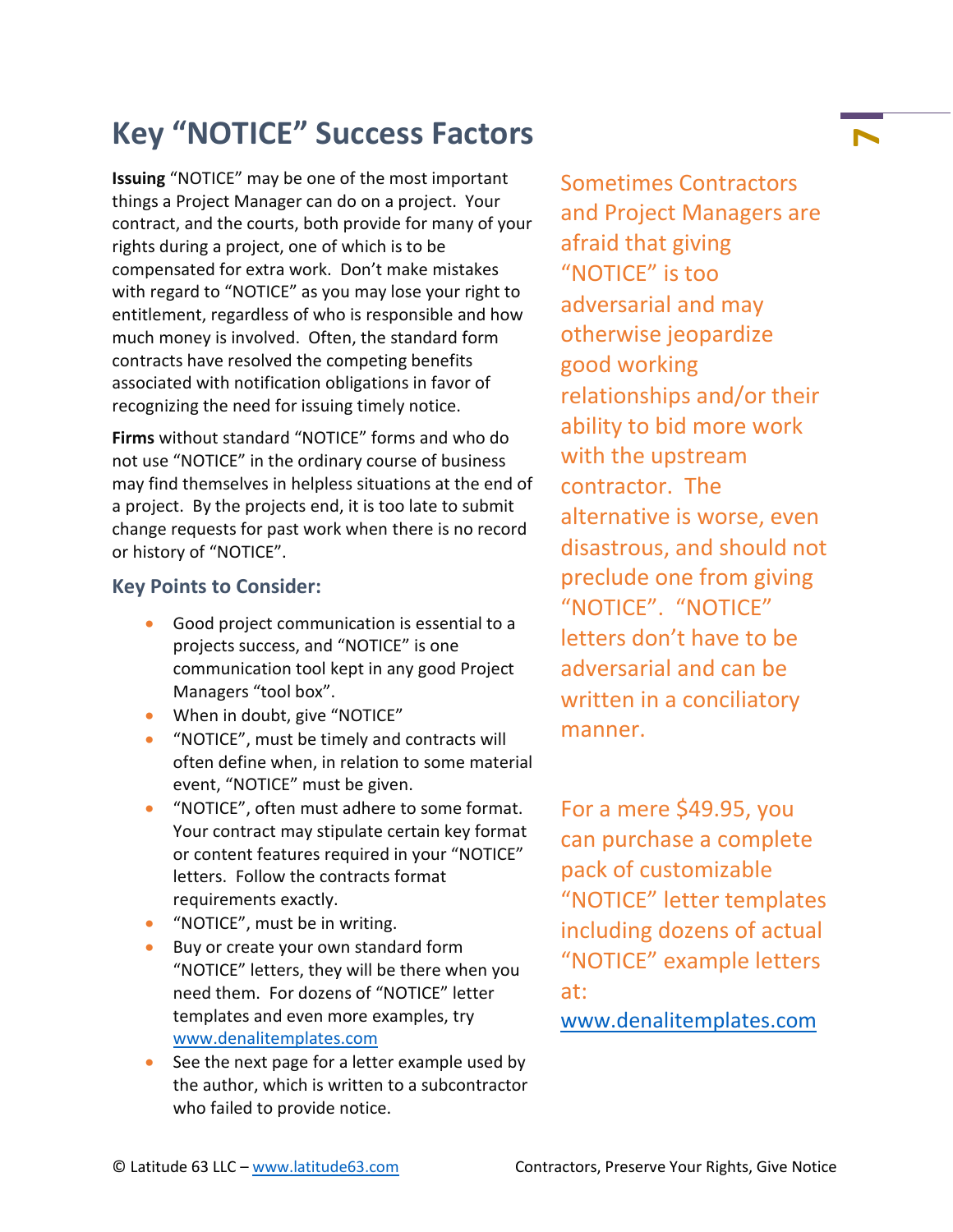# Key "NOTICE" Success Factors

**Issuing** "NOTICE" may be one of the most important things a Project Manager can do on a project. Your contract, and the courts, both provide for many of your rights during a project, one of which is to be compensated for extra work. Don't make mistakes with regard to "NOTICE" as you may lose your right to entitlement, regardless of who is responsible and how much money is involved. Often, the standard form contracts have resolved the competing benefits associated with notification obligations in favor of recognizing the need for issuing timely notice.

**Firms** without standard "NOTICE" forms and who do not use "NOTICE" in the ordinary course of business may find themselves in helpless situations at the end of a project. By the projects end, it is too late to submit change requests for past work when there is no record or history of "NOTICE".

### Key Points to Consider:

- Good project communication is essential to a projects success, and "NOTICE" is one communication tool kept in any good Project Managers "tool box".
- When in doubt, give "NOTICE"
- "NOTICE", must be timely and contracts will often define when, in relation to some material event, "NOTICE" must be given.
- "NOTICE", often must adhere to some format. Your contract may stipulate certain key format or content features required in your "NOTICE" letters. Follow the contracts format requirements exactly.
- "NOTICE", must be in writing.
- Buy or create your own standard form "NOTICE" letters, they will be there when you need them. For dozens of "NOTICE" letter templates and even more examples, try www.denalitemplates.com
- See the next page for a letter example used by the author, which is written to a subcontractor who failed to provide notice.

Sometimes Contractors and Project Managers are afraid that giving "NOTICE" is too adversarial and may otherwise jeopardize good working relationships and/or their ability to bid more work with the upstream contractor. The alternative is worse, even disastrous, and should not preclude one from giving "NOTICE". "NOTICE" letters don't have to be adversarial and can be written in a conciliatory manner.

For a mere $49.95, you can purchase a complete pack of customizable "NOTICE" letter templates including dozens of actual "NOTICE" example letters at: www.denalitemplates.com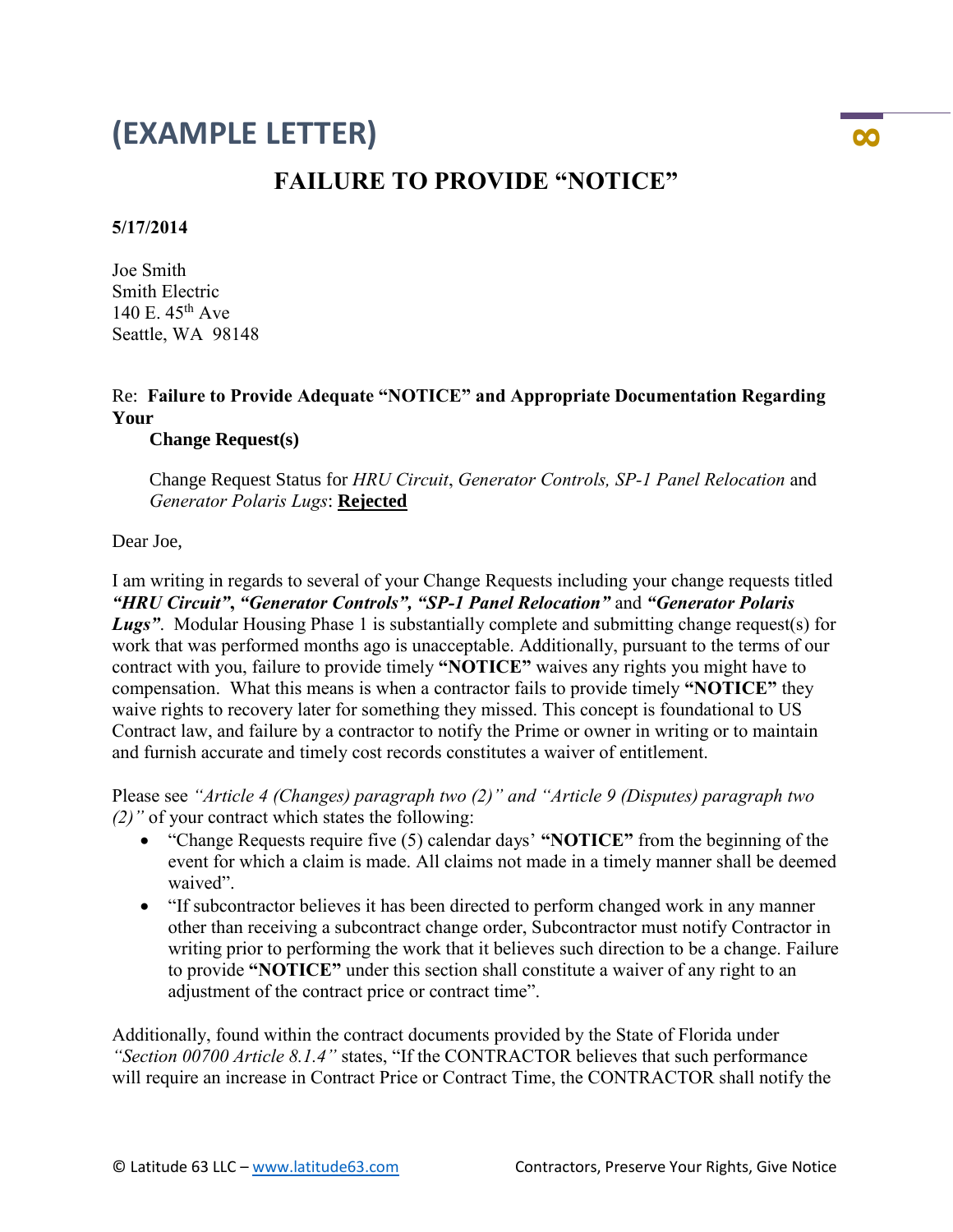# (EXAMPLE LETTER)

## FAILURE TO PROVIDE "NOTICE"

**5/17/2014**

Joe Smith
Smith Electric
140 E. 45th Ave
Seattle, WA 98148

Re: **Failure to Provide Adequate "NOTICE" and Appropriate Documentation Regarding Your Change Request(s)**

Change Request Status for *HRU Circuit*, *Generator Controls, SP-1 Panel Relocation* and *Generator Polaris Lugs*: **Rejected**

Dear Joe,

I am writing in regards to several of your Change Requests including your change requests titled ***"HRU Circuit", "Generator Controls", "SP-1 Panel Relocation"*** and ***"Generator Polaris Lugs"***. Modular Housing Phase 1 is substantially complete and submitting change request(s) for work that was performed months ago is unacceptable. Additionally, pursuant to the terms of our contract with you, failure to provide timely **"NOTICE"** waives any rights you might have to compensation. What this means is when a contractor fails to provide timely **"NOTICE"** they waive rights to recovery later for something they missed. This concept is foundational to US Contract law, and failure by a contractor to notify the Prime or owner in writing or to maintain and furnish accurate and timely cost records constitutes a waiver of entitlement.

Please see *"Article 4 (Changes) paragraph two (2)" and "Article 9 (Disputes) paragraph two (2)"* of your contract which states the following:

- "Change Requests require five (5) calendar days' **"NOTICE"** from the beginning of the event for which a claim is made. All claims not made in a timely manner shall be deemed waived".
- "If subcontractor believes it has been directed to perform changed work in any manner other than receiving a subcontract change order, Subcontractor must notify Contractor in writing prior to performing the work that it believes such direction to be a change. Failure to provide **"NOTICE"** under this section shall constitute a waiver of any right to an adjustment of the contract price or contract time".

Additionally, found within the contract documents provided by the State of Florida under *"Section 00700 Article 8.1.4"* states, "If the CONTRACTOR believes that such performance will require an increase in Contract Price or Contract Time, the CONTRACTOR shall notify the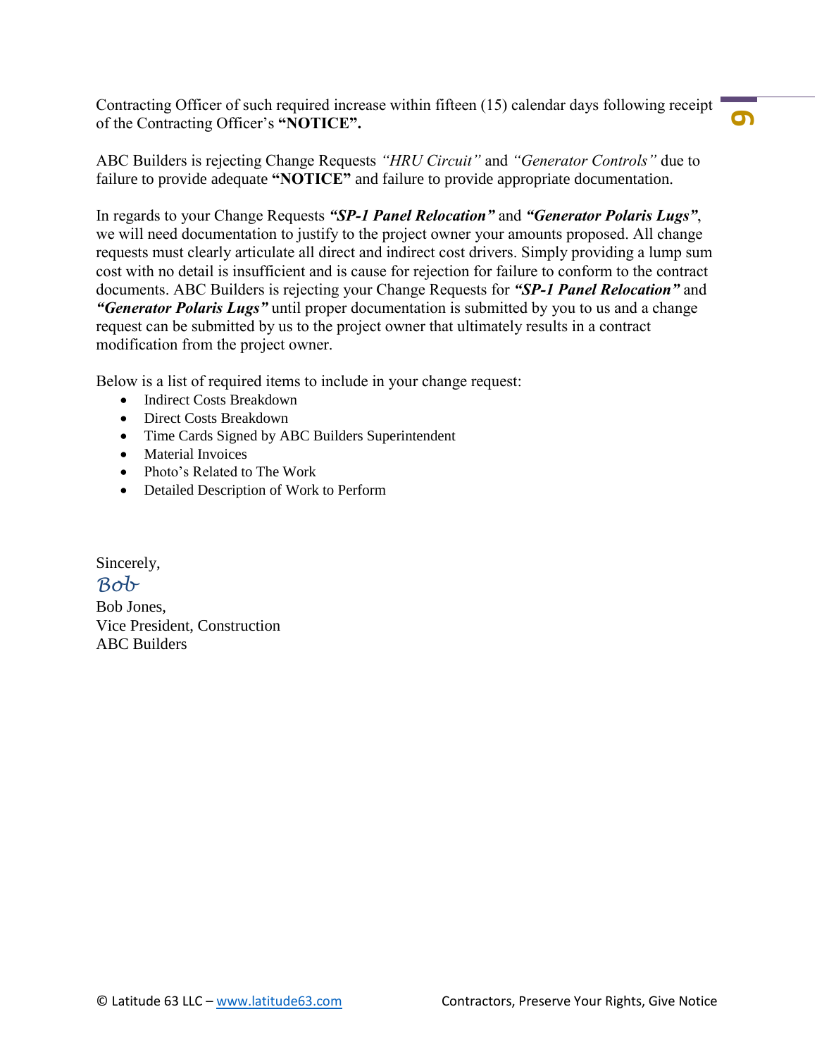Contracting Officer of such required increase within fifteen (15) calendar days following receipt of the Contracting Officer's **"NOTICE".**

ABC Builders is rejecting Change Requests *"HRU Circuit"* and *"Generator Controls"* due to failure to provide adequate **"NOTICE"** and failure to provide appropriate documentation.

In regards to your Change Requests ***"SP-1 Panel Relocation"*** and ***"Generator Polaris Lugs"***, we will need documentation to justify to the project owner your amounts proposed. All change requests must clearly articulate all direct and indirect cost drivers. Simply providing a lump sum cost with no detail is insufficient and is cause for rejection for failure to conform to the contract documents. ABC Builders is rejecting your Change Requests for ***"SP-1 Panel Relocation"*** and ***"Generator Polaris Lugs"*** until proper documentation is submitted by you to us and a change request can be submitted by us to the project owner that ultimately results in a contract modification from the project owner.

Below is a list of required items to include in your change request:

- Indirect Costs Breakdown
- Direct Costs Breakdown
- Time Cards Signed by ABC Builders Superintendent
- Material Invoices
- Photo's Related to The Work
- Detailed Description of Work to Perform

Sincerely,

*Bob*

Bob Jones,
Vice President, Construction
ABC Builders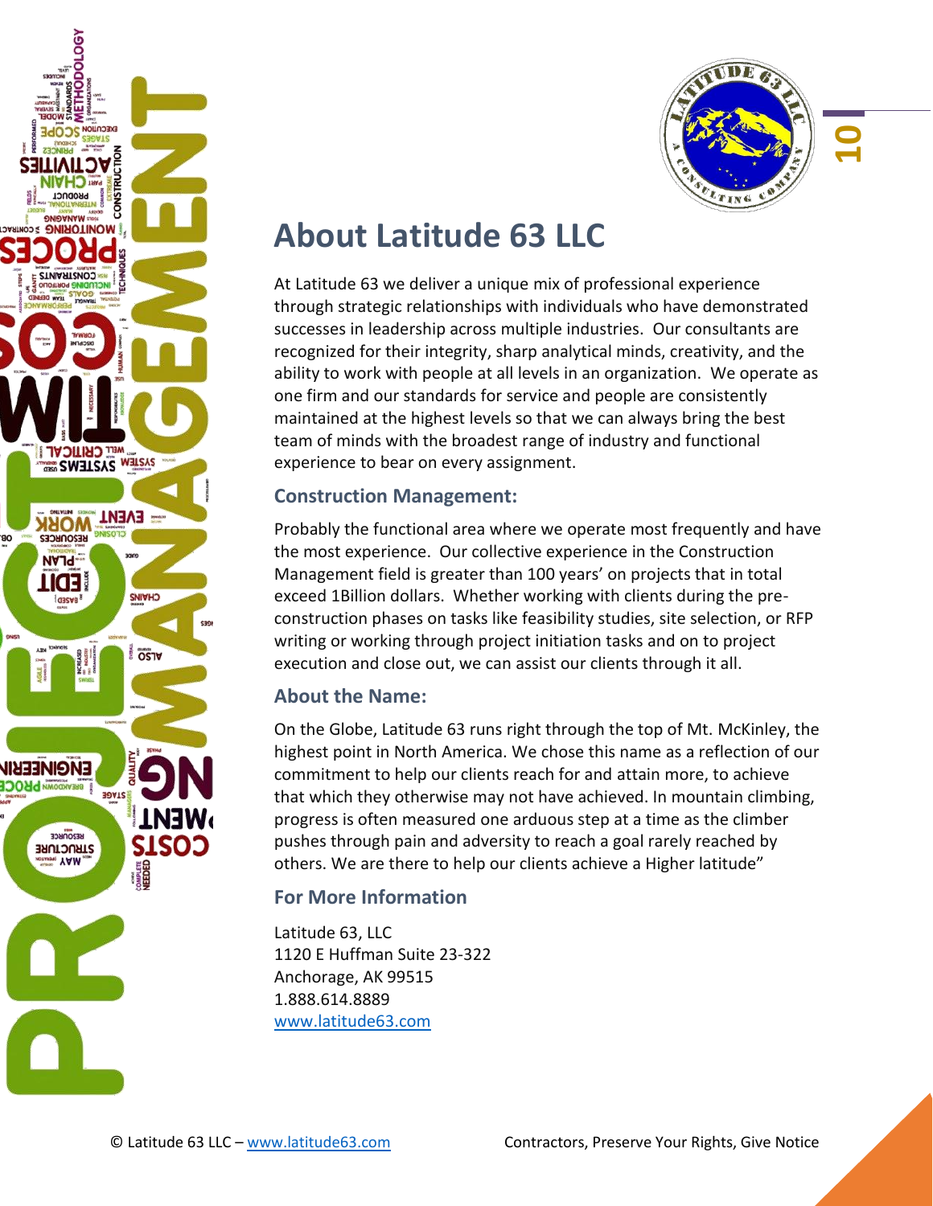# About Latitude 63 LLC

At Latitude 63 we deliver a unique mix of professional experience through strategic relationships with individuals who have demonstrated successes in leadership across multiple industries. Our consultants are recognized for their integrity, sharp analytical minds, creativity, and the ability to work with people at all levels in an organization. We operate as one firm and our standards for service and people are consistently maintained at the highest levels so that we can always bring the best team of minds with the broadest range of industry and functional experience to bear on every assignment.

### Construction Management:

Probably the functional area where we operate most frequently and have the most experience. Our collective experience in the Construction Management field is greater than 100 years' on projects that in total exceed 1Billion dollars. Whether working with clients during the pre-construction phases on tasks like feasibility studies, site selection, or RFP writing or working through project initiation tasks and on to project execution and close out, we can assist our clients through it all.

### About the Name:

On the Globe, Latitude 63 runs right through the top of Mt. McKinley, the highest point in North America. We chose this name as a reflection of our commitment to help our clients reach for and attain more, to achieve that which they otherwise may not have achieved. In mountain climbing, progress is often measured one arduous step at a time as the climber pushes through pain and adversity to reach a goal rarely reached by others. We are there to help our clients achieve a Higher latitude"

### For More Information

Latitude 63, LLC
1120 E Huffman Suite 23-322
Anchorage, AK 99515
1.888.614.8889
[www.latitude63.com](http://www.latitude63.com)